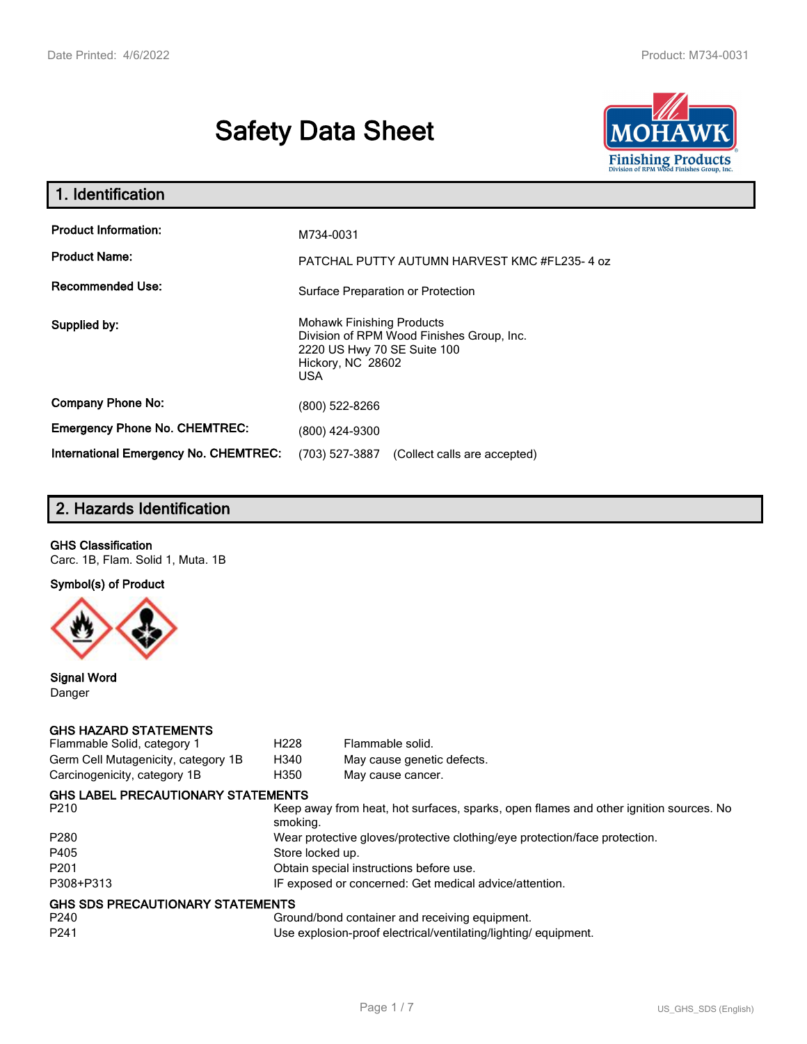# Safety Data Sheet

## 1. Identification

| | |
|---|---|
| **Product Information:** | M734-0031 |
| **Product Name:** | PATCHAL PUTTY AUTUMN HARVEST KMC #FL235- 4 oz |
| **Recommended Use:** | Surface Preparation or Protection |
| **Supplied by:** | Mohawk Finishing Products<br>Division of RPM Wood Finishes Group, Inc.<br>2220 US Hwy 70 SE Suite 100<br>Hickory, NC 28602<br>USA |
| **Company Phone No:** | (800) 522-8266 |
| **Emergency Phone No. CHEMTREC:** | (800) 424-9300 |
| **International Emergency No. CHEMTREC:** | (703) 527-3887 (Collect calls are accepted) |

## 2. Hazards Identification

**GHS Classification**

Carc. 1B, Flam. Solid 1, Muta. 1B

**Symbol(s) of Product**

**Signal Word**

Danger

**GHS HAZARD STATEMENTS**

| | | |
|---|---|---|
| Flammable Solid, category 1 | H228 | Flammable solid. |
| Germ Cell Mutagenicity, category 1B | H340 | May cause genetic defects. |
| Carcinogenicity, category 1B | H350 | May cause cancer. |

**GHS LABEL PRECAUTIONARY STATEMENTS**

| | |
|---|---|
| P210 | Keep away from heat, hot surfaces, sparks, open flames and other ignition sources. No smoking. |
| P280 | Wear protective gloves/protective clothing/eye protection/face protection. |
| P405 | Store locked up. |
| P201 | Obtain special instructions before use. |
| P308+P313 | IF exposed or concerned: Get medical advice/attention. |

**GHS SDS PRECAUTIONARY STATEMENTS**

| | |
|---|---|
| P240 | Ground/bond container and receiving equipment. |
| P241 | Use explosion-proof electrical/ventilating/lighting/ equipment. |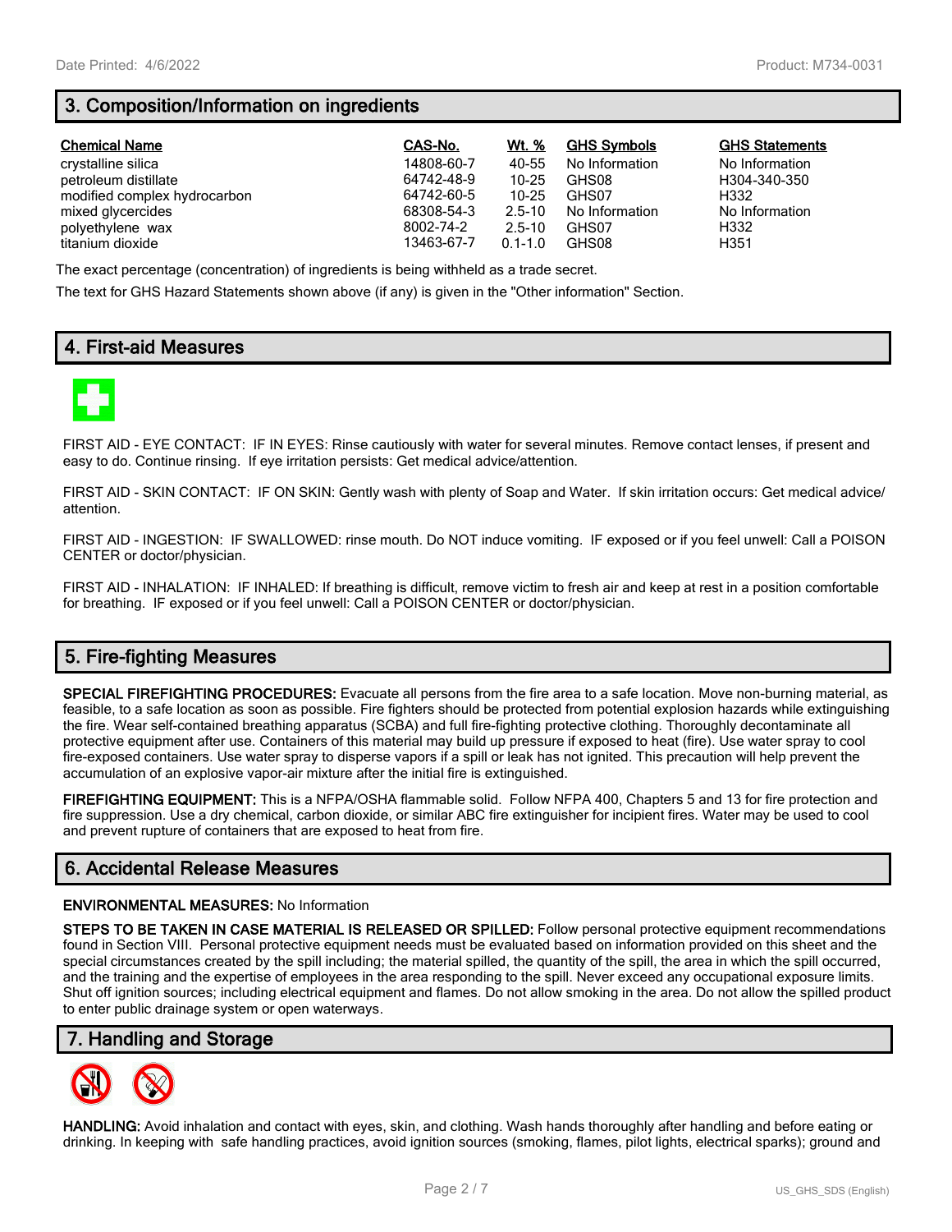## 3. Composition/Information on ingredients

| Chemical Name | CAS-No. | Wt. % | GHS Symbols | GHS Statements |
|---|---|---|---|---|
| crystalline silica | 14808-60-7 | 40-55 | No Information | No Information |
| petroleum distillate | 64742-48-9 | 10-25 | GHS08 | H304-340-350 |
| modified complex hydrocarbon | 64742-60-5 | 10-25 | GHS07 | H332 |
| mixed glycercides | 68308-54-3 | 2.5-10 | No Information | No Information |
| polyethylene wax | 8002-74-2 | 2.5-10 | GHS07 | H332 |
| titanium dioxide | 13463-67-7 | 0.1-1.0 | GHS08 | H351 |

The exact percentage (concentration) of ingredients is being withheld as a trade secret.

The text for GHS Hazard Statements shown above (if any) is given in the "Other information" Section.

## 4. First-aid Measures

FIRST AID - EYE CONTACT: IF IN EYES: Rinse cautiously with water for several minutes. Remove contact lenses, if present and easy to do. Continue rinsing. If eye irritation persists: Get medical advice/attention.

FIRST AID - SKIN CONTACT: IF ON SKIN: Gently wash with plenty of Soap and Water. If skin irritation occurs: Get medical advice/ attention.

FIRST AID - INGESTION: IF SWALLOWED: rinse mouth. Do NOT induce vomiting. IF exposed or if you feel unwell: Call a POISON CENTER or doctor/physician.

FIRST AID - INHALATION: IF INHALED: If breathing is difficult, remove victim to fresh air and keep at rest in a position comfortable for breathing. IF exposed or if you feel unwell: Call a POISON CENTER or doctor/physician.

## 5. Fire-fighting Measures

**SPECIAL FIREFIGHTING PROCEDURES:** Evacuate all persons from the fire area to a safe location. Move non-burning material, as feasible, to a safe location as soon as possible. Fire fighters should be protected from potential explosion hazards while extinguishing the fire. Wear self-contained breathing apparatus (SCBA) and full fire-fighting protective clothing. Thoroughly decontaminate all protective equipment after use. Containers of this material may build up pressure if exposed to heat (fire). Use water spray to cool fire-exposed containers. Use water spray to disperse vapors if a spill or leak has not ignited. This precaution will help prevent the accumulation of an explosive vapor-air mixture after the initial fire is extinguished.

**FIREFIGHTING EQUIPMENT:** This is a NFPA/OSHA flammable solid. Follow NFPA 400, Chapters 5 and 13 for fire protection and fire suppression. Use a dry chemical, carbon dioxide, or similar ABC fire extinguisher for incipient fires. Water may be used to cool and prevent rupture of containers that are exposed to heat from fire.

## 6. Accidental Release Measures

**ENVIRONMENTAL MEASURES:** No Information

**STEPS TO BE TAKEN IN CASE MATERIAL IS RELEASED OR SPILLED:** Follow personal protective equipment recommendations found in Section VIII. Personal protective equipment needs must be evaluated based on information provided on this sheet and the special circumstances created by the spill including; the material spilled, the quantity of the spill, the area in which the spill occurred, and the training and the expertise of employees in the area responding to the spill. Never exceed any occupational exposure limits. Shut off ignition sources; including electrical equipment and flames. Do not allow smoking in the area. Do not allow the spilled product to enter public drainage system or open waterways.

## 7. Handling and Storage

**HANDLING:** Avoid inhalation and contact with eyes, skin, and clothing. Wash hands thoroughly after handling and before eating or drinking. In keeping with safe handling practices, avoid ignition sources (smoking, flames, pilot lights, electrical sparks); ground and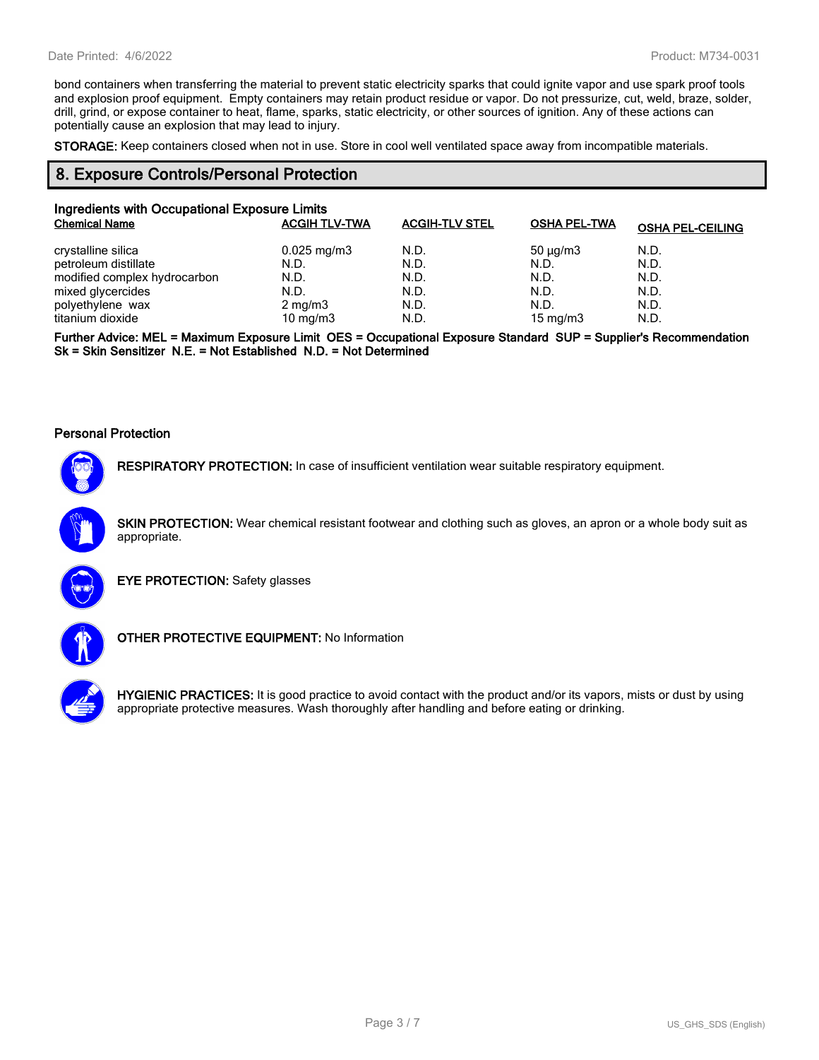bond containers when transferring the material to prevent static electricity sparks that could ignite vapor and use spark proof tools and explosion proof equipment. Empty containers may retain product residue or vapor. Do not pressurize, cut, weld, braze, solder, drill, grind, or expose container to heat, flame, sparks, static electricity, or other sources of ignition. Any of these actions can potentially cause an explosion that may lead to injury.

**STORAGE:** Keep containers closed when not in use. Store in cool well ventilated space away from incompatible materials.

## 8. Exposure Controls/Personal Protection

### Ingredients with Occupational Exposure Limits

| Chemical Name | ACGIH TLV-TWA | ACGIH-TLV STEL | OSHA PEL-TWA | OSHA PEL-CEILING |
|---|---|---|---|---|
| crystalline silica | 0.025 mg/m3 | N.D. | 50 µg/m3 | N.D. |
| petroleum distillate | N.D. | N.D. | N.D. | N.D. |
| modified complex hydrocarbon | N.D. | N.D. | N.D. | N.D. |
| mixed glycercides | N.D. | N.D. | N.D. | N.D. |
| polyethylene wax | 2 mg/m3 | N.D. | N.D. | N.D. |
| titanium dioxide | 10 mg/m3 | N.D. | 15 mg/m3 | N.D. |

**Further Advice: MEL = Maximum Exposure Limit OES = Occupational Exposure Standard SUP = Supplier's Recommendation Sk = Skin Sensitizer N.E. = Not Established N.D. = Not Determined**

### Personal Protection

**RESPIRATORY PROTECTION:** In case of insufficient ventilation wear suitable respiratory equipment.

**SKIN PROTECTION:** Wear chemical resistant footwear and clothing such as gloves, an apron or a whole body suit as appropriate.

**EYE PROTECTION:** Safety glasses

**OTHER PROTECTIVE EQUIPMENT:** No Information

**HYGIENIC PRACTICES:** It is good practice to avoid contact with the product and/or its vapors, mists or dust by using appropriate protective measures. Wash thoroughly after handling and before eating or drinking.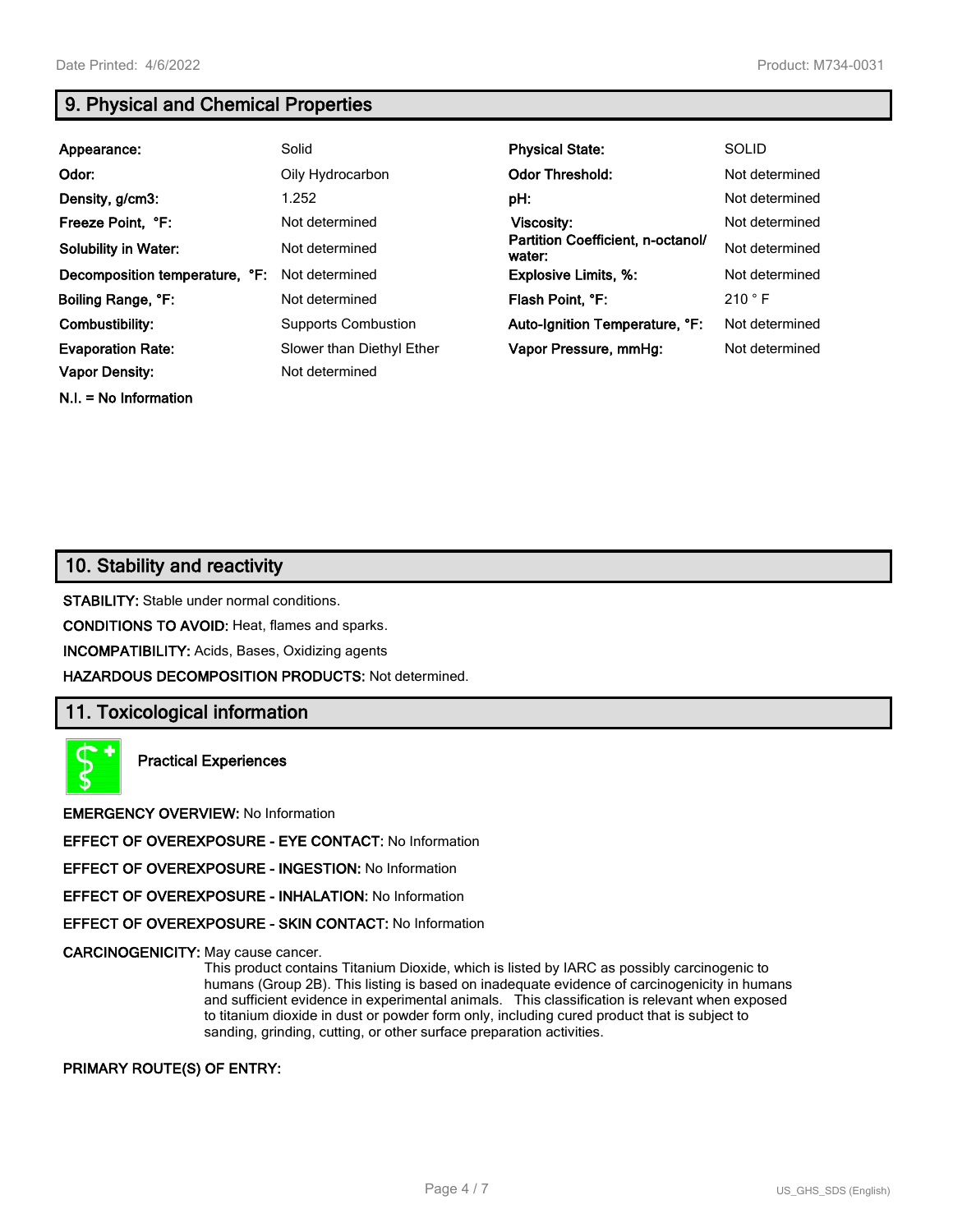## 9. Physical and Chemical Properties

| | | | |
|---|---|---|---|
| **Appearance:** | Solid | **Physical State:** | SOLID |
| **Odor:** | Oily Hydrocarbon | **Odor Threshold:** | Not determined |
| **Density, g/cm3:** | 1.252 | **pH:** | Not determined |
| **Freeze Point, °F:** | Not determined | **Viscosity:** | Not determined |
| **Solubility in Water:** | Not determined | **Partition Coefficient, n-octanol/ water:** | Not determined |
| **Decomposition temperature, °F:** | Not determined | **Explosive Limits, %:** | Not determined |
| **Boiling Range, °F:** | Not determined | **Flash Point, °F:** | 210 ° F |
| **Combustibility:** | Supports Combustion | **Auto-Ignition Temperature, °F:** | Not determined |
| **Evaporation Rate:** | Slower than Diethyl Ether | **Vapor Pressure, mmHg:** | Not determined |
| **Vapor Density:** | Not determined | | |

**N.I. = No Information**

## 10. Stability and reactivity

**STABILITY:** Stable under normal conditions.

**CONDITIONS TO AVOID:** Heat, flames and sparks.

**INCOMPATIBILITY:** Acids, Bases, Oxidizing agents

**HAZARDOUS DECOMPOSITION PRODUCTS:** Not determined.

## 11. Toxicological information

**Practical Experiences**

**EMERGENCY OVERVIEW:** No Information

**EFFECT OF OVEREXPOSURE - EYE CONTACT:** No Information

**EFFECT OF OVEREXPOSURE - INGESTION:** No Information

**EFFECT OF OVEREXPOSURE - INHALATION:** No Information

**EFFECT OF OVEREXPOSURE - SKIN CONTACT:** No Information

**CARCINOGENICITY:** May cause cancer.
This product contains Titanium Dioxide, which is listed by IARC as possibly carcinogenic to humans (Group 2B). This listing is based on inadequate evidence of carcinogenicity in humans and sufficient evidence in experimental animals. This classification is relevant when exposed to titanium dioxide in dust or powder form only, including cured product that is subject to sanding, grinding, cutting, or other surface preparation activities.

**PRIMARY ROUTE(S) OF ENTRY:**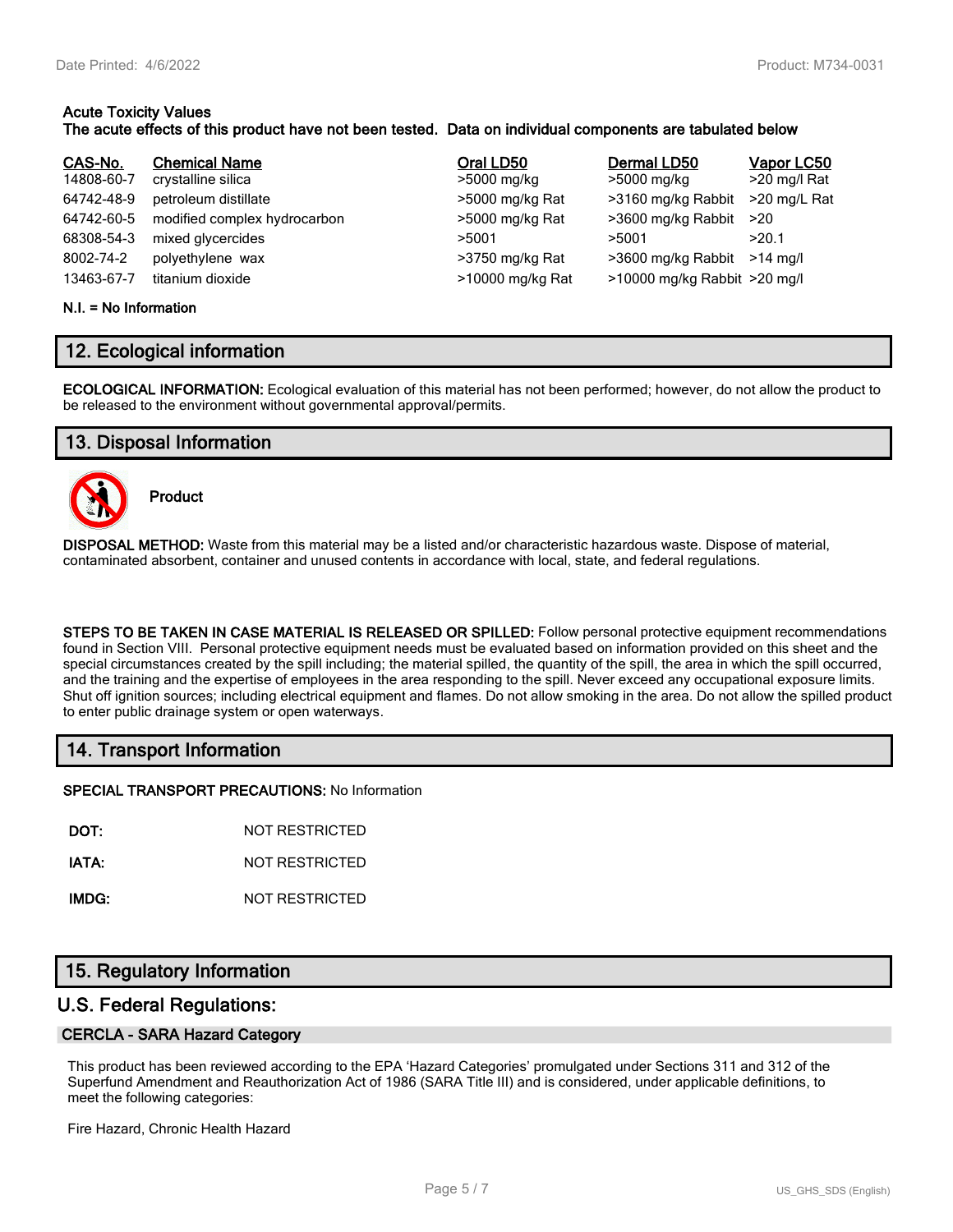**Acute Toxicity Values**
**The acute effects of this product have not been tested. Data on individual components are tabulated below**

| CAS-No. | Chemical Name | Oral LD50 | Dermal LD50 | Vapor LC50 |
|---|---|---|---|---|
| 14808-60-7 | crystalline silica | >5000 mg/kg | >5000 mg/kg | >20 mg/l Rat |
| 64742-48-9 | petroleum distillate | >5000 mg/kg Rat | >3160 mg/kg Rabbit | >20 mg/L Rat |
| 64742-60-5 | modified complex hydrocarbon | >5000 mg/kg Rat | >3600 mg/kg Rabbit | >20 |
| 68308-54-3 | mixed glycercides | >5001 | >5001 | >20.1 |
| 8002-74-2 | polyethylene wax | >3750 mg/kg Rat | >3600 mg/kg Rabbit | >14 mg/l |
| 13463-67-7 | titanium dioxide | >10000 mg/kg Rat | >10000 mg/kg Rabbit | >20 mg/l |

**N.I. = No Information**

## 12. Ecological information

**ECOLOGICAL INFORMATION:** Ecological evaluation of this material has not been performed; however, do not allow the product to be released to the environment without governmental approval/permits.

## 13. Disposal Information

**Product**

**DISPOSAL METHOD:** Waste from this material may be a listed and/or characteristic hazardous waste. Dispose of material, contaminated absorbent, container and unused contents in accordance with local, state, and federal regulations.

**STEPS TO BE TAKEN IN CASE MATERIAL IS RELEASED OR SPILLED:** Follow personal protective equipment recommendations found in Section VIII. Personal protective equipment needs must be evaluated based on information provided on this sheet and the special circumstances created by the spill including; the material spilled, the quantity of the spill, the area in which the spill occurred, and the training and the expertise of employees in the area responding to the spill. Never exceed any occupational exposure limits. Shut off ignition sources; including electrical equipment and flames. Do not allow smoking in the area. Do not allow the spilled product to enter public drainage system or open waterways.

## 14. Transport Information

**SPECIAL TRANSPORT PRECAUTIONS:** No Information

**DOT:** NOT RESTRICTED

**IATA:** NOT RESTRICTED

**IMDG:** NOT RESTRICTED

## 15. Regulatory Information

### U.S. Federal Regulations:

#### CERCLA - SARA Hazard Category

This product has been reviewed according to the EPA 'Hazard Categories' promulgated under Sections 311 and 312 of the Superfund Amendment and Reauthorization Act of 1986 (SARA Title III) and is considered, under applicable definitions, to meet the following categories:

Fire Hazard, Chronic Health Hazard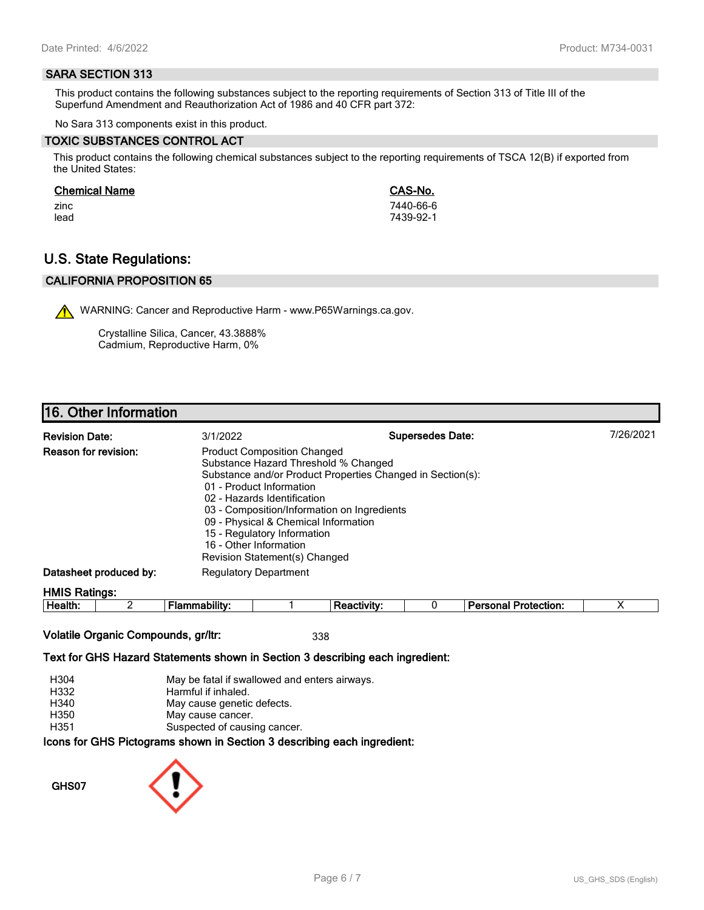### SARA SECTION 313

This product contains the following substances subject to the reporting requirements of Section 313 of Title III of the Superfund Amendment and Reauthorization Act of 1986 and 40 CFR part 372:

No Sara 313 components exist in this product.

### TOXIC SUBSTANCES CONTROL ACT

This product contains the following chemical substances subject to the reporting requirements of TSCA 12(B) if exported from the United States:

| Chemical Name | CAS-No. |
|---|---|
| zinc | 7440-66-6 |
| lead | 7439-92-1 |

## U.S. State Regulations:

### CALIFORNIA PROPOSITION 65

⚠ WARNING: Cancer and Reproductive Harm - www.P65Warnings.ca.gov.

Crystalline Silica, Cancer, 43.3888%
Cadmium, Reproductive Harm, 0%

## 16. Other Information

**Revision Date:** 3/1/2022 **Supersedes Date:** 7/26/2021

**Reason for revision:**
Product Composition Changed
Substance Hazard Threshold % Changed
Substance and/or Product Properties Changed in Section(s):
- 01 - Product Information
- 02 - Hazards Identification
- 03 - Composition/Information on Ingredients
- 09 - Physical & Chemical Information
- 15 - Regulatory Information
- 16 - Other Information

Revision Statement(s) Changed

**Datasheet produced by:** Regulatory Department

**HMIS Ratings:**

| Health: | 2 | Flammability: | 1 | Reactivity: | 0 | Personal Protection: | X |
|---|---|---|---|---|---|---|---|

**Volatile Organic Compounds, gr/ltr:** 338

**Text for GHS Hazard Statements shown in Section 3 describing each ingredient:**

| | |
|---|---|
| H304 | May be fatal if swallowed and enters airways. |
| H332 | Harmful if inhaled. |
| H340 | May cause genetic defects. |
| H350 | May cause cancer. |
| H351 | Suspected of causing cancer. |

**Icons for GHS Pictograms shown in Section 3 describing each ingredient:**

**GHS07**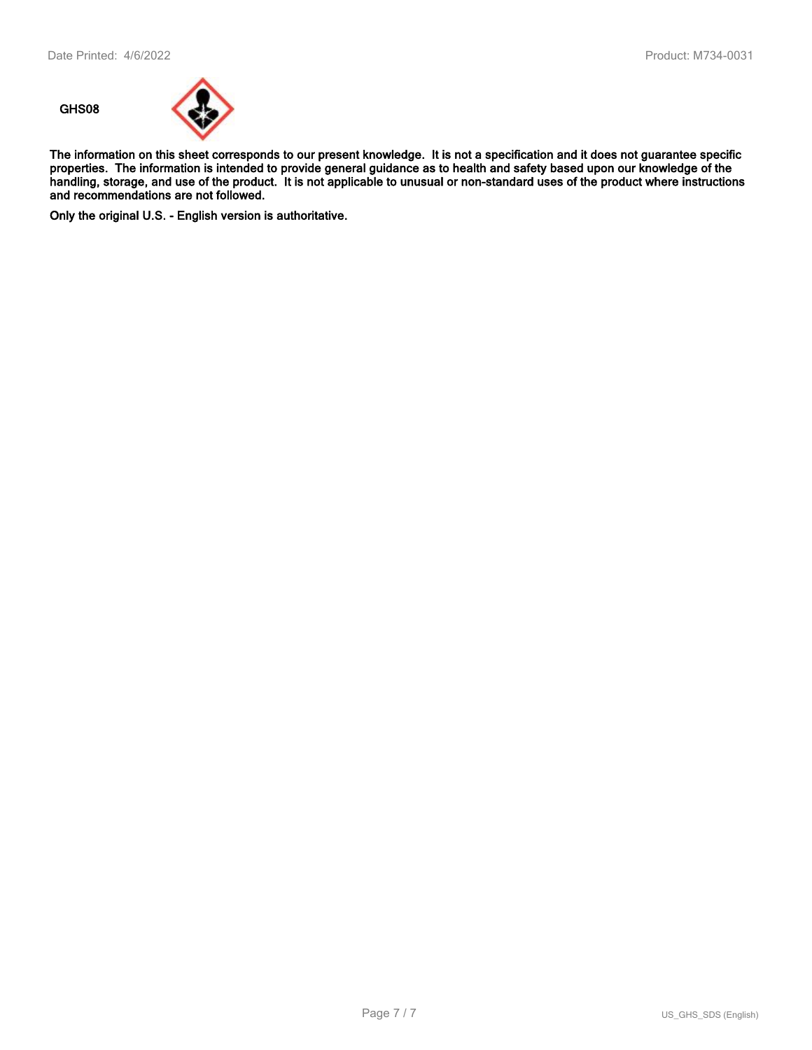**GHS08**

**The information on this sheet corresponds to our present knowledge. It is not a specification and it does not guarantee specific properties. The information is intended to provide general guidance as to health and safety based upon our knowledge of the handling, storage, and use of the product. It is not applicable to unusual or non-standard uses of the product where instructions and recommendations are not followed.**

**Only the original U.S. - English version is authoritative.**